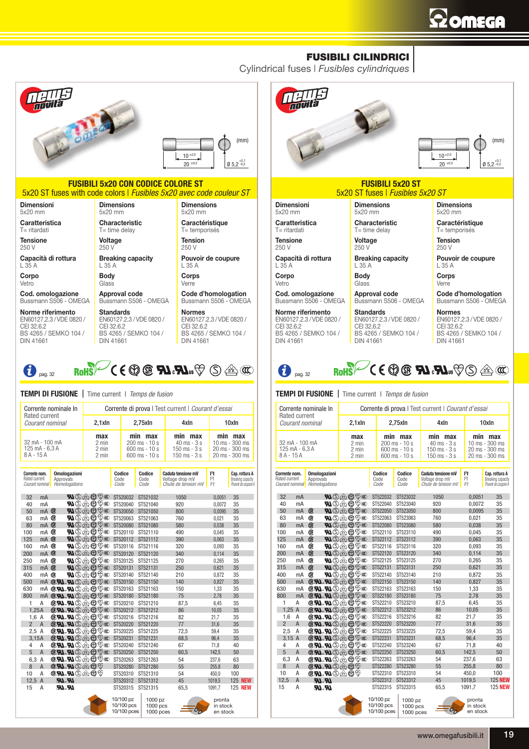# FUSIBILI CILINDRICI

Cylindrical fuses | *Fusibles cylindriques*

## FUSIBILI 5x20 CON CODICE COLORE ST

5x20 ST fuses with code colors | *Fusibles 5x20 avec code couleur ST*

(mm) 10 ±2,0 / 20 ±0,5 / Ø 5,2 +0,1 -0,2

| Dimensioni | Dimensions | Dimensions |
|---|---|---|
| 5x20 mm | 5x20 mm | 5x20 mm |
| **Caratteristica** T= ritardati | **Characteristic** T= time delay | **Caractéristique** T= temporisés |
| **Tensione** 250 V | **Voltage** 250 V | **Tension** 250 V |
| **Capacità di rottura** L 35 A | **Breaking capacity** L 35 A | **Pouvoir de coupure** L 35 A |
| **Corpo** Vetro | **Body** Glass | **Corps** Verre |
| **Cod. omologazione** Bussmann S506 - OMEGA | **Approval code** Bussmann S506 - OMEGA | **Code d'homologation** Bussmann S506 - OMEGA |
| **Norme riferimento** EN60127.2.3 / VDE 0820 / CEI 32.6.2 BS 4265 / SEMKO 104 / DIN 41661 | **Standards** EN60127.2.3 / VDE 0820 / CEI 32.6.2 BS 4265 / SEMKO 104 / DIN 41661 | **Normes** EN60127.2.3 / VDE 0820 / CEI 32.6.2 BS 4265 / SEMKO 104 / DIN 41661 |

pag. 32 — RoHS

### TEMPI DI FUSIONE | Time current | *Temps de fusion*

| Corrente nominale In / Rated current / *Courant nominal* | Corrente di prova \| Test current \| *Courant d'essai* 2,1xIn | 2,75xIn | 4xIn | 10xIn |
|---|---|---|---|---|
| | max | min max | min max | min max |
| 32 mA - 100 mA | 2 min | 200 ms - 10 s | 40 ms - 3 s | 10 ms - 300 ms |
| 125 mA - 6,3 A | 2 min | 600 ms - 10 s | 150 ms - 3 s | 20 ms - 300 ms |
| 8 A - 15 A | 2 min | 600 ms - 10 s | 150 ms - 3 s | 20 ms - 300 ms |

| Corrente nom. / Rated current / *Courant nominal* | Codice / Code / *Code* | Codice / Code / *Code* | Caduta tensione mV / Voltage drop mV / *Chute de tension mV* | I²t | Cap. rottura A / Breaking capacity / *Pouvoir de coupure A* |
|---|---|---|---|---|---|
| 32 mA | ST520032 | ST521032 | 1050 | 0,0051 | 35 |
| 40 mA | ST520040 | ST521040 | 920 | 0,0072 | 35 |
| 50 mA | ST520050 | ST521050 | 800 | 0,0095 | 35 |
| 63 mA | ST520063 | ST521063 | 760 | 0,021 | 35 |
| 80 mA | ST520080 | ST521080 | 580 | 0,038 | 35 |
| 100 mA | ST520110 | ST521110 | 490 | 0,045 | 35 |
| 125 mA | ST520112 | ST521112 | 390 | 0,063 | 35 |
| 160 mA | ST520116 | ST521116 | 320 | 0,093 | 35 |
| 200 mA | ST520120 | ST521120 | 340 | 0,114 | 35 |
| 250 mA | ST520125 | ST521125 | 270 | 0,265 | 35 |
| 315 mA | ST520131 | ST521131 | 250 | 0,621 | 35 |
| 400 mA | ST520140 | ST521140 | 210 | 0,872 | 35 |
| 500 mA | ST520150 | ST521150 | 140 | 0,827 | 35 |
| 630 mA | ST520163 | ST521163 | 150 | 1,33 | 35 |
| 800 mA | ST520180 | ST521180 | 75 | 2,78 | 35 |
| 1 A | ST520210 | ST521210 | 87,5 | 6,45 | 35 |
| 1,25 A | ST520212 | ST521212 | 86 | 10,05 | 35 |
| 1,6 A | ST520216 | ST521216 | 82 | 21,7 | 35 |
| 2 A | ST520220 | ST521220 | 77 | 31,6 | 35 |
| 2,5 A | ST520225 | ST521225 | 72,5 | 59,4 | 35 |
| 3,15 A | ST520231 | ST521231 | 68,5 | 96,4 | 35 |
| 4 A | ST520240 | ST521240 | 67 | 71,8 | 40 |
| 5 A | ST520250 | ST521250 | 60,5 | 142,5 | 50 |
| 6,3 A | ST520263 | ST521263 | 54 | 237,6 | 63 |
| 8 A | ST520280 | ST521280 | 55 | 255,8 | 80 |
| 10 A | ST520310 | ST521310 | 54 | 450,0 | 100 |
| 12,5 A | ST520312 | ST521312 | 45 | 1019,5 | 125 NEW |
| 15 A | ST520315 | ST521315 | 65,5 | 1091,7 | 125 NEW |

10/100 pz · 10/100 pcs · 10/100 pces — 1000 pz · 1000 pcs · 1000 pces — pronta · in stock · en stock

## FUSIBILI 5x20 ST

5x20 ST fuses | *Fusibles 5x20 ST*

(mm) 10 ±2,0 / 20 ±0,5 / Ø 5,2 +0,1 -0,2

| Dimensioni | Dimensions | Dimensions |
|---|---|---|
| 5x20 mm | 5x20 mm | 5x20 mm |
| **Caratteristica** T= ritardati | **Characteristic** T= time delay | **Caractéristique** T= temporisés |
| **Tensione** 250 V | **Voltage** 250 V | **Tension** 250 V |
| **Capacità di rottura** L 35 A | **Breaking capacity** L 35 A | **Pouvoir de coupure** L 35 A |
| **Corpo** Vetro | **Body** Glass | **Corps** Verre |
| **Cod. omologazione** Bussmann S506 - OMEGA | **Approval code** Bussmann S506 - OMEGA | **Code d'homologation** Bussmann S506 - OMEGA |
| **Norme riferimento** EN60127.2.3 / VDE 0820 / CEI 32.6.2 BS 4265 / SEMKO 104 / DIN 41661 | **Standards** EN60127.2.3 / VDE 0820 / CEI 32.6.2 BS 4265 / SEMKO 104 / DIN 41661 | **Normes** EN60127.2.3 / VDE 0820 / CEI 32.6.2 BS 4265 / SEMKO 104 / DIN 41661 |

pag. 32 — RoHS

### TEMPI DI FUSIONE | Time current | *Temps de fusion*

| Corrente nominale In / Rated current / *Courant nominal* | Corrente di prova \| Test current \| *Courant d'essai* 2,1xIn | 2,75xIn | 4xIn | 10xIn |
|---|---|---|---|---|
| | max | min max | min max | min max |
| 32 mA - 100 mA | 2 min | 200 ms - 10 s | 40 ms - 3 s | 10 ms - 300 ms |
| 125 mA - 6,3 A | 2 min | 600 ms - 10 s | 150 ms - 3 s | 20 ms - 300 ms |
| 8 A - 15 A | 2 min | 600 ms - 10 s | 150 ms - 3 s | 20 ms - 300 ms |

| Corrente nom. / Rated current / *Courant nominal* | Codice / Code / *Code* | Codice / Code / *Code* | Caduta tensione mV / Voltage drop mV / *Chute de tension mV* | I²t | Cap. rottura A / Breaking capacity / *Pouvoir de coupure A* |
|---|---|---|---|---|---|
| 32 mA | ST522032 | ST523032 | 1050 | 0,0051 | 35 |
| 40 mA | ST522040 | ST523040 | 920 | 0,0072 | 35 |
| 50 mA | ST522050 | ST523050 | 800 | 0,0095 | 35 |
| 63 mA | ST522063 | ST523063 | 760 | 0,021 | 35 |
| 80 mA | ST522080 | ST523080 | 580 | 0,038 | 35 |
| 100 mA | ST522110 | ST523110 | 490 | 0,045 | 35 |
| 125 mA | ST522112 | ST523112 | 390 | 0,063 | 35 |
| 160 mA | ST522116 | ST523116 | 320 | 0,093 | 35 |
| 200 mA | ST522120 | ST523120 | 340 | 0,114 | 35 |
| 250 mA | ST522125 | ST523125 | 270 | 0,265 | 35 |
| 315 mA | ST522131 | ST523131 | 250 | 0,621 | 35 |
| 400 mA | ST522140 | ST523140 | 210 | 0,872 | 35 |
| 500 mA | ST522150 | ST523150 | 140 | 0,827 | 35 |
| 630 mA | ST522163 | ST523163 | 150 | 1,33 | 35 |
| 800 mA | ST522180 | ST523180 | 75 | 2,78 | 35 |
| 1 A | ST522210 | ST523210 | 87,5 | 6,45 | 35 |
| 1,25 A | ST522212 | ST523212 | 86 | 10,05 | 35 |
| 1,6 A | ST522216 | ST523216 | 82 | 21,7 | 35 |
| 2 A | ST522220 | ST523220 | 77 | 31,6 | 35 |
| 2,5 A | ST522225 | ST523225 | 72,5 | 59,4 | 35 |
| 3,15 A | ST522231 | ST523231 | 68,5 | 96,4 | 35 |
| 4 A | ST522240 | ST523240 | 67 | 71,8 | 40 |
| 5 A | ST522250 | ST523250 | 60,5 | 142,5 | 50 |
| 6,3 A | ST522263 | ST523263 | 54 | 237,6 | 63 |
| 8 A | ST522280 | ST523280 | 55 | 255,8 | 80 |
| 10 A | ST522310 | ST523310 | 54 | 450,0 | 100 |
| 12,5 A | ST522312 | ST523312 | 45 | 1019,5 | 125 NEW |
| 15 A | ST522315 | ST523315 | 65,5 | 1091,7 | 125 NEW |

10/100 pz · 10/100 pcs · 10/100 pces — 1000 pz · 1000 pcs · 1000 pces — pronta · in stock · en stock

www.omegafusibili.it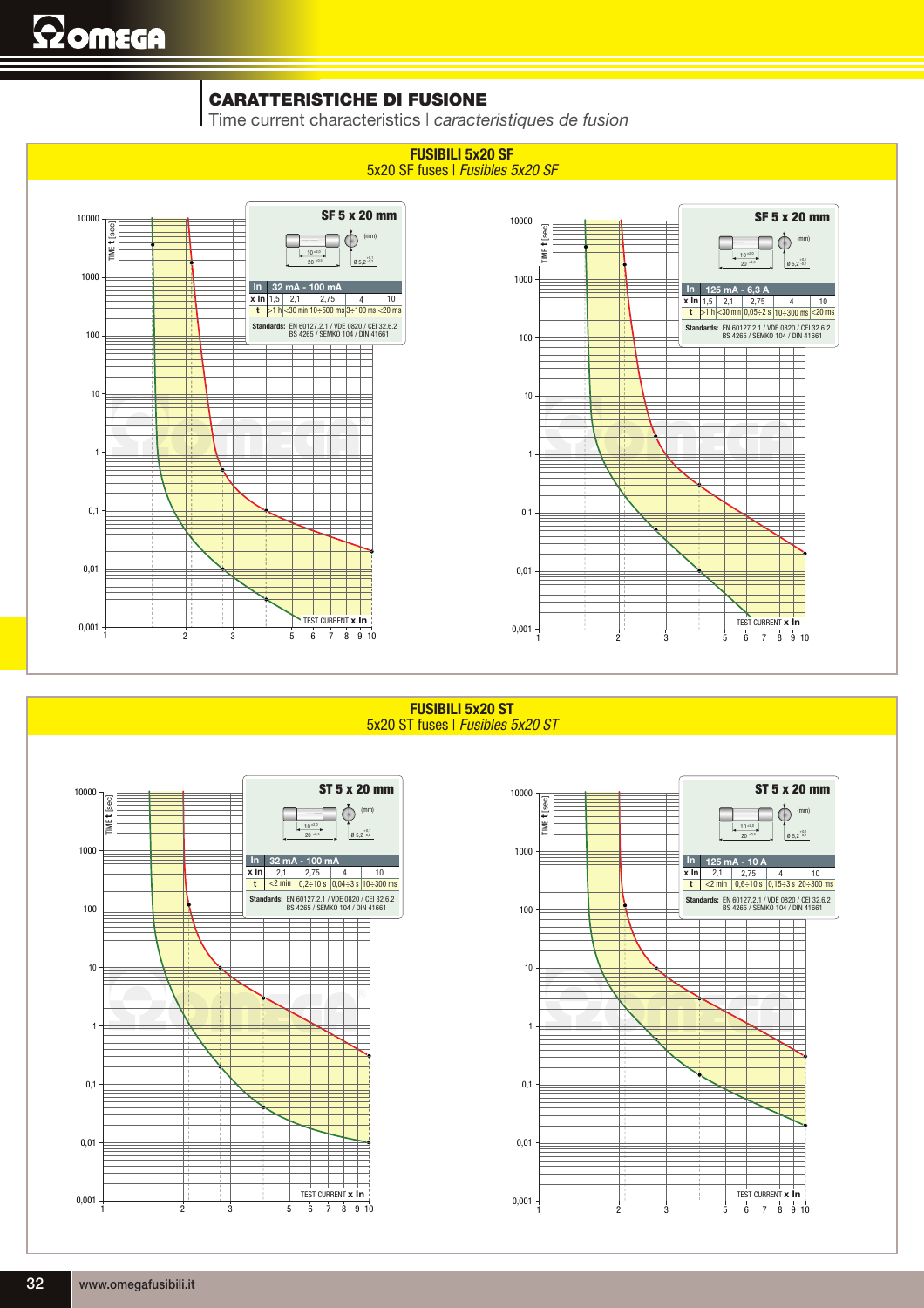## CARATTERISTICHE DI FUSIONE

Time current characteristics | *caracteristiques de fusion*

### FUSIBILI 5x20 SF

5x20 SF fuses | *Fusibles 5x20 SF*

**SF 5 x 20 mm**

(mm)

10 +0,0
20 +0,5
Ø 5,2 +0,1 -0,2

| In | 32 mA - 100 mA | | | |
|---|---|---|---|---|
| x In | 1,5 | 2,1 | 2,75 | 4 | 10 |
| t | >1 h | <30 min | 10÷500 ms | 3÷100 ms | <20 ms |

Standards: EN 60127.2.1 / VDE 0820 / CEI 32.6.2
BS 4265 / SEMKO 104 / DIN 41661

TIME t [sec]

10000
1000
100
10
1
0,1
0,01
0,001

1 2 3 5 6 7 8 9 10

TEST CURRENT x In

**SF 5 x 20 mm**

(mm)

10 +0,0
20 +0,5
Ø 5,2 +0,1 -0,2

| In | 125 mA - 6,3 A | | | | |
|---|---|---|---|---|---|
| x In | 1,5 | 2,1 | 2,75 | 4 | 10 |
| t | >1 h | <30 min | 0,05÷2 s | 10÷300 ms | <20 ms |

Standards: EN 60127.2.1 / VDE 0820 / CEI 32.6.2
BS 4265 / SEMKO 104 / DIN 41661

TIME t [sec]

10000
1000
100
10
1
0,1
0,01
0,001

1 2 3 5 6 7 8 9 10

TEST CURRENT x In

### FUSIBILI 5x20 ST

5x20 ST fuses | *Fusibles 5x20 ST*

**ST 5 x 20 mm**

(mm)

10 +0,0
20 +0,5
Ø 5,2 +0,1 -0,2

| In | 32 mA - 100 mA | | | |
|---|---|---|---|---|
| x In | 2,1 | 2,75 | 4 | 10 |
| t | <2 min | 0,2÷10 s | 0,04÷3 s | 10÷300 ms |

Standards: EN 60127.2.1 / VDE 0820 / CEI 32.6.2
BS 4265 / SEMKO 104 / DIN 41661

TIME t [sec]

10000
1000
100
10
1
0,1
0,01
0,001

1 2 3 5 6 7 8 9 10

TEST CURRENT x In

**ST 5 x 20 mm**

(mm)

10 +0,0
20 +0,5
Ø 5,2 +0,1 -0,2

| In | 125 mA - 10 A | | | |
|---|---|---|---|---|
| x In | 2,1 | 2,75 | 4 | 10 |
| t | <2 min | 0,6÷10 s | 0,15÷3 s | 20÷300 ms |

Standards: EN 60127.2.1 / VDE 0820 / CEI 32.6.2
BS 4265 / SEMKO 104 / DIN 41661

TIME t [sec]

10000
1000
100
10
1
0,1
0,01
0,001

1 2 3 5 6 7 8 9 10

TEST CURRENT x In

www.omegafusibili.it